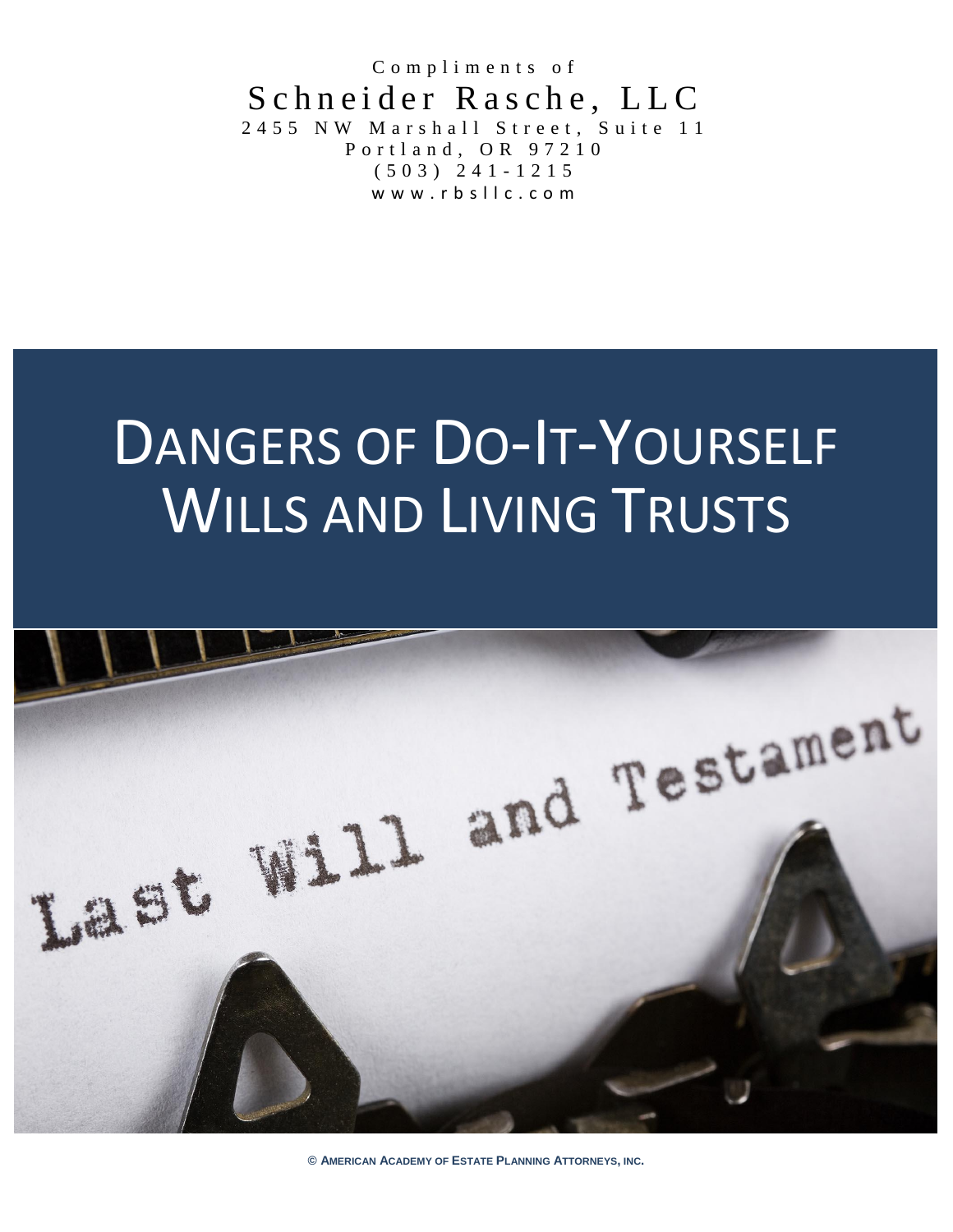Compliments of

Schneider Rasche, LLC

2455 NW Marshall Street, Suite 11

Portland, OR 97210

(503) 241-1215

www.rbsllc.com

# Dangers of Do-It-Yourself Wills and Living Trusts

© **American Academy of Estate Planning Attorneys, Inc.**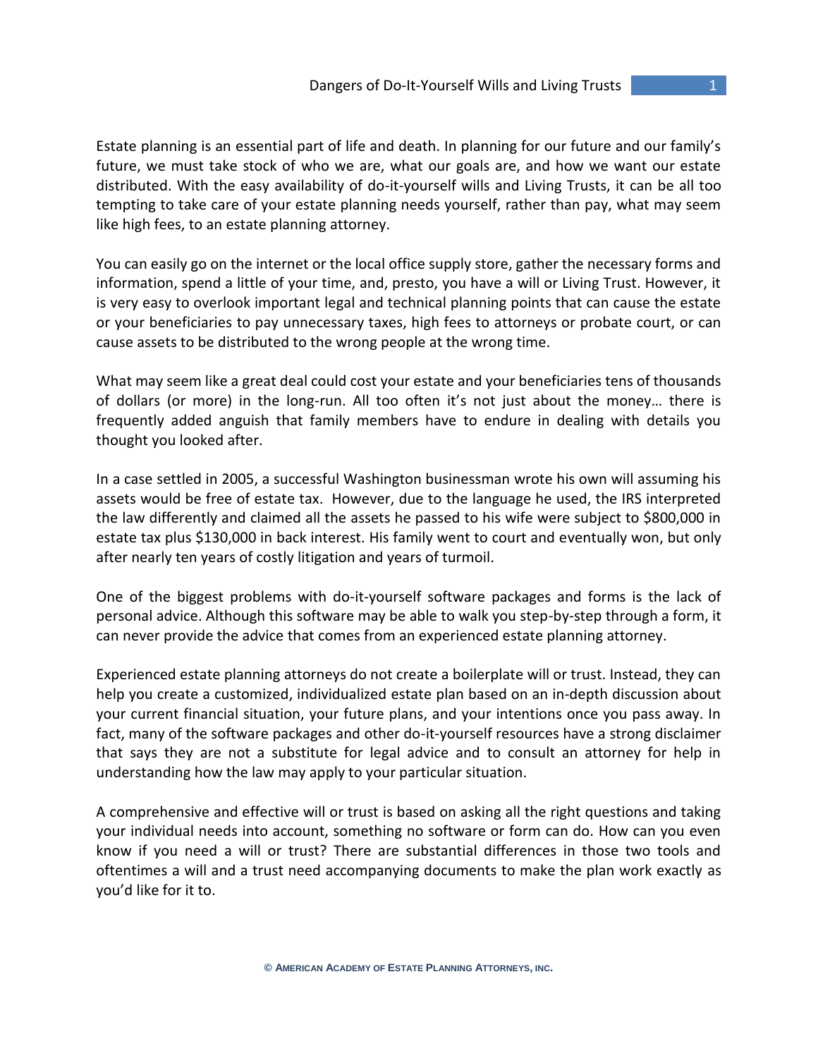Estate planning is an essential part of life and death. In planning for our future and our family's future, we must take stock of who we are, what our goals are, and how we want our estate distributed. With the easy availability of do-it-yourself wills and Living Trusts, it can be all too tempting to take care of your estate planning needs yourself, rather than pay, what may seem like high fees, to an estate planning attorney.

You can easily go on the internet or the local office supply store, gather the necessary forms and information, spend a little of your time, and, presto, you have a will or Living Trust. However, it is very easy to overlook important legal and technical planning points that can cause the estate or your beneficiaries to pay unnecessary taxes, high fees to attorneys or probate court, or can cause assets to be distributed to the wrong people at the wrong time.

What may seem like a great deal could cost your estate and your beneficiaries tens of thousands of dollars (or more) in the long-run. All too often it's not just about the money… there is frequently added anguish that family members have to endure in dealing with details you thought you looked after.

In a case settled in 2005, a successful Washington businessman wrote his own will assuming his assets would be free of estate tax. However, due to the language he used, the IRS interpreted the law differently and claimed all the assets he passed to his wife were subject to $800,000 in estate tax plus $130,000 in back interest. His family went to court and eventually won, but only after nearly ten years of costly litigation and years of turmoil.

One of the biggest problems with do-it-yourself software packages and forms is the lack of personal advice. Although this software may be able to walk you step-by-step through a form, it can never provide the advice that comes from an experienced estate planning attorney.

Experienced estate planning attorneys do not create a boilerplate will or trust. Instead, they can help you create a customized, individualized estate plan based on an in-depth discussion about your current financial situation, your future plans, and your intentions once you pass away. In fact, many of the software packages and other do-it-yourself resources have a strong disclaimer that says they are not a substitute for legal advice and to consult an attorney for help in understanding how the law may apply to your particular situation.

A comprehensive and effective will or trust is based on asking all the right questions and taking your individual needs into account, something no software or form can do. How can you even know if you need a will or trust? There are substantial differences in those two tools and oftentimes a will and a trust need accompanying documents to make the plan work exactly as you'd like for it to.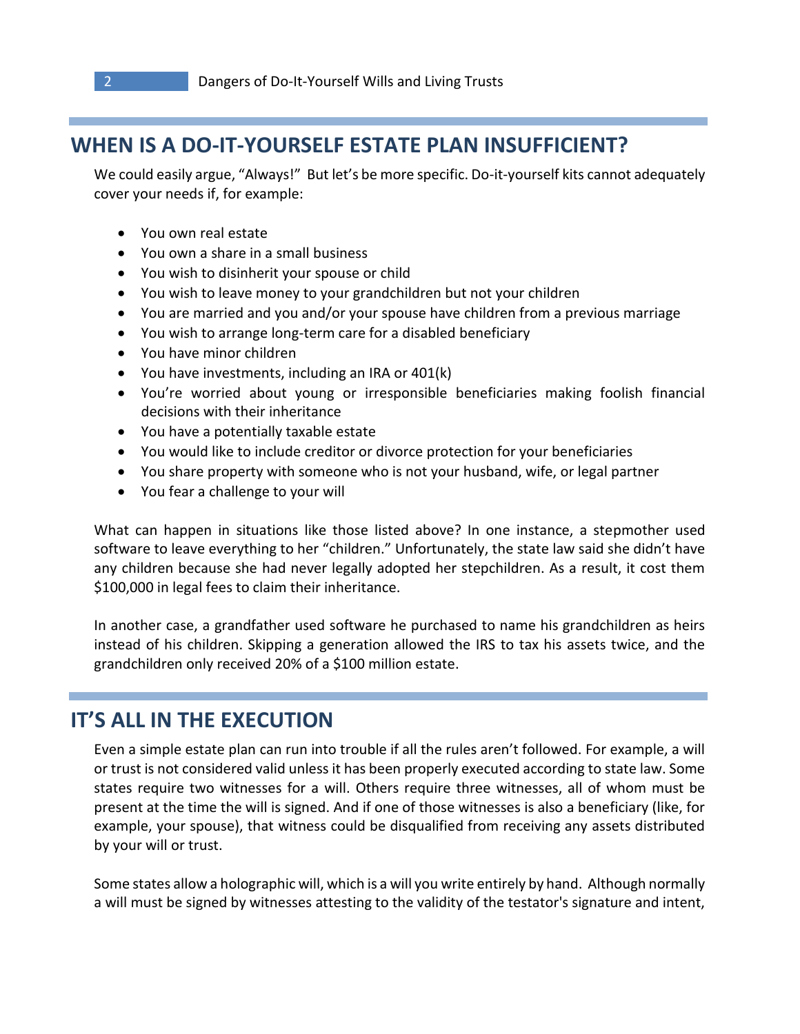## WHEN IS A DO-IT-YOURSELF ESTATE PLAN INSUFFICIENT?

We could easily argue, "Always!" But let's be more specific. Do-it-yourself kits cannot adequately cover your needs if, for example:

- You own real estate
- You own a share in a small business
- You wish to disinherit your spouse or child
- You wish to leave money to your grandchildren but not your children
- You are married and you and/or your spouse have children from a previous marriage
- You wish to arrange long-term care for a disabled beneficiary
- You have minor children
- You have investments, including an IRA or 401(k)
- You're worried about young or irresponsible beneficiaries making foolish financial decisions with their inheritance
- You have a potentially taxable estate
- You would like to include creditor or divorce protection for your beneficiaries
- You share property with someone who is not your husband, wife, or legal partner
- You fear a challenge to your will

What can happen in situations like those listed above? In one instance, a stepmother used software to leave everything to her "children." Unfortunately, the state law said she didn't have any children because she had never legally adopted her stepchildren. As a result, it cost them $100,000 in legal fees to claim their inheritance.

In another case, a grandfather used software he purchased to name his grandchildren as heirs instead of his children. Skipping a generation allowed the IRS to tax his assets twice, and the grandchildren only received 20% of a $100 million estate.

## IT'S ALL IN THE EXECUTION

Even a simple estate plan can run into trouble if all the rules aren't followed. For example, a will or trust is not considered valid unless it has been properly executed according to state law. Some states require two witnesses for a will. Others require three witnesses, all of whom must be present at the time the will is signed. And if one of those witnesses is also a beneficiary (like, for example, your spouse), that witness could be disqualified from receiving any assets distributed by your will or trust.

Some states allow a holographic will, which is a will you write entirely by hand. Although normally a will must be signed by witnesses attesting to the validity of the testator's signature and intent,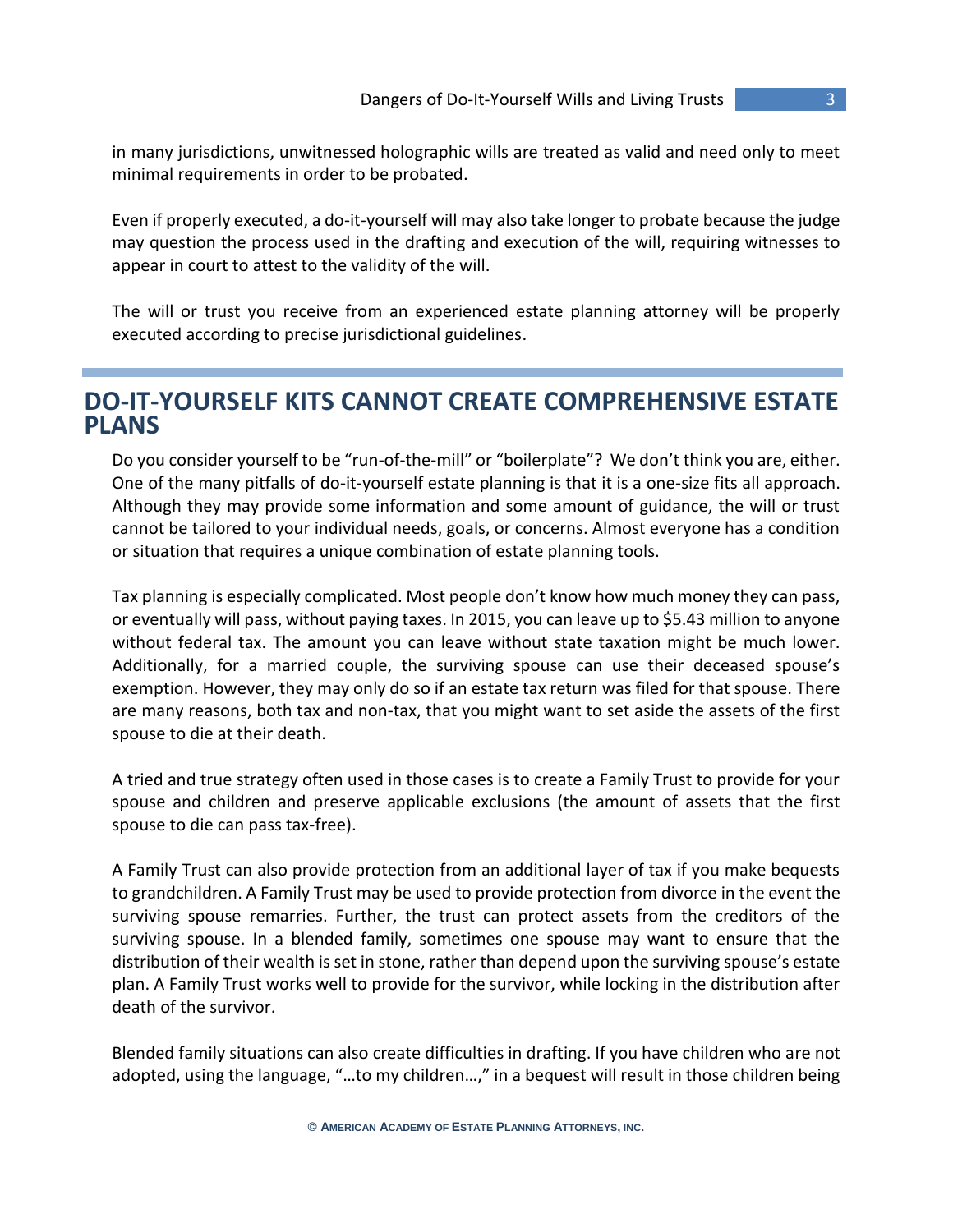in many jurisdictions, unwitnessed holographic wills are treated as valid and need only to meet minimal requirements in order to be probated.

Even if properly executed, a do-it-yourself will may also take longer to probate because the judge may question the process used in the drafting and execution of the will, requiring witnesses to appear in court to attest to the validity of the will.

The will or trust you receive from an experienced estate planning attorney will be properly executed according to precise jurisdictional guidelines.

## DO-IT-YOURSELF KITS CANNOT CREATE COMPREHENSIVE ESTATE PLANS

Do you consider yourself to be "run-of-the-mill" or "boilerplate"? We don't think you are, either. One of the many pitfalls of do-it-yourself estate planning is that it is a one-size fits all approach. Although they may provide some information and some amount of guidance, the will or trust cannot be tailored to your individual needs, goals, or concerns. Almost everyone has a condition or situation that requires a unique combination of estate planning tools.

Tax planning is especially complicated. Most people don't know how much money they can pass, or eventually will pass, without paying taxes. In 2015, you can leave up to $5.43 million to anyone without federal tax. The amount you can leave without state taxation might be much lower. Additionally, for a married couple, the surviving spouse can use their deceased spouse's exemption. However, they may only do so if an estate tax return was filed for that spouse. There are many reasons, both tax and non-tax, that you might want to set aside the assets of the first spouse to die at their death.

A tried and true strategy often used in those cases is to create a Family Trust to provide for your spouse and children and preserve applicable exclusions (the amount of assets that the first spouse to die can pass tax-free).

A Family Trust can also provide protection from an additional layer of tax if you make bequests to grandchildren. A Family Trust may be used to provide protection from divorce in the event the surviving spouse remarries. Further, the trust can protect assets from the creditors of the surviving spouse. In a blended family, sometimes one spouse may want to ensure that the distribution of their wealth is set in stone, rather than depend upon the surviving spouse's estate plan. A Family Trust works well to provide for the survivor, while locking in the distribution after death of the survivor.

Blended family situations can also create difficulties in drafting. If you have children who are not adopted, using the language, "…to my children…," in a bequest will result in those children being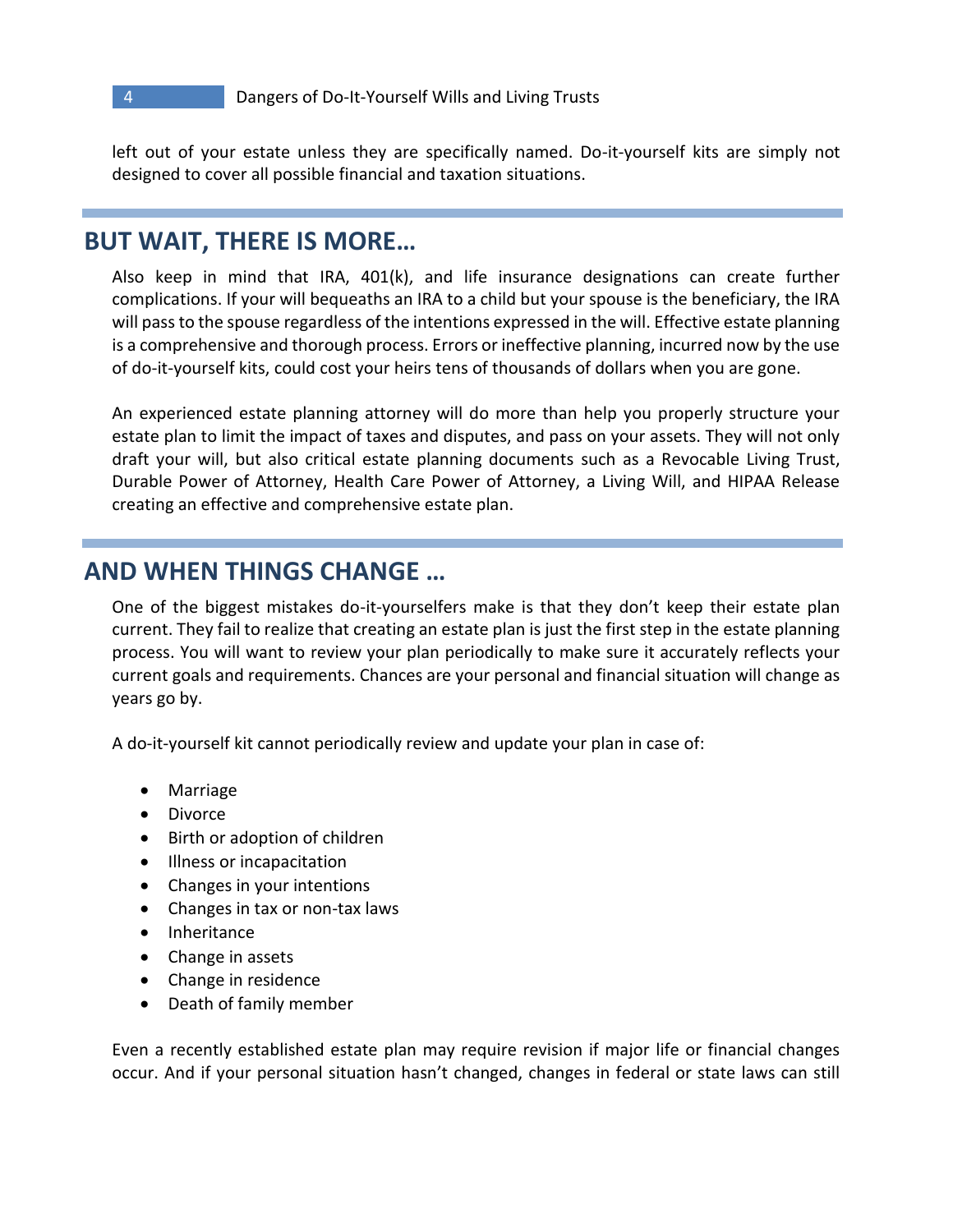left out of your estate unless they are specifically named. Do-it-yourself kits are simply not designed to cover all possible financial and taxation situations.

## BUT WAIT, THERE IS MORE…

Also keep in mind that IRA, 401(k), and life insurance designations can create further complications. If your will bequeaths an IRA to a child but your spouse is the beneficiary, the IRA will pass to the spouse regardless of the intentions expressed in the will. Effective estate planning is a comprehensive and thorough process. Errors or ineffective planning, incurred now by the use of do-it-yourself kits, could cost your heirs tens of thousands of dollars when you are gone.

An experienced estate planning attorney will do more than help you properly structure your estate plan to limit the impact of taxes and disputes, and pass on your assets. They will not only draft your will, but also critical estate planning documents such as a Revocable Living Trust, Durable Power of Attorney, Health Care Power of Attorney, a Living Will, and HIPAA Release creating an effective and comprehensive estate plan.

## AND WHEN THINGS CHANGE …

One of the biggest mistakes do-it-yourselfers make is that they don't keep their estate plan current. They fail to realize that creating an estate plan is just the first step in the estate planning process. You will want to review your plan periodically to make sure it accurately reflects your current goals and requirements. Chances are your personal and financial situation will change as years go by.

A do-it-yourself kit cannot periodically review and update your plan in case of:

- Marriage
- Divorce
- Birth or adoption of children
- Illness or incapacitation
- Changes in your intentions
- Changes in tax or non-tax laws
- Inheritance
- Change in assets
- Change in residence
- Death of family member

Even a recently established estate plan may require revision if major life or financial changes occur. And if your personal situation hasn't changed, changes in federal or state laws can still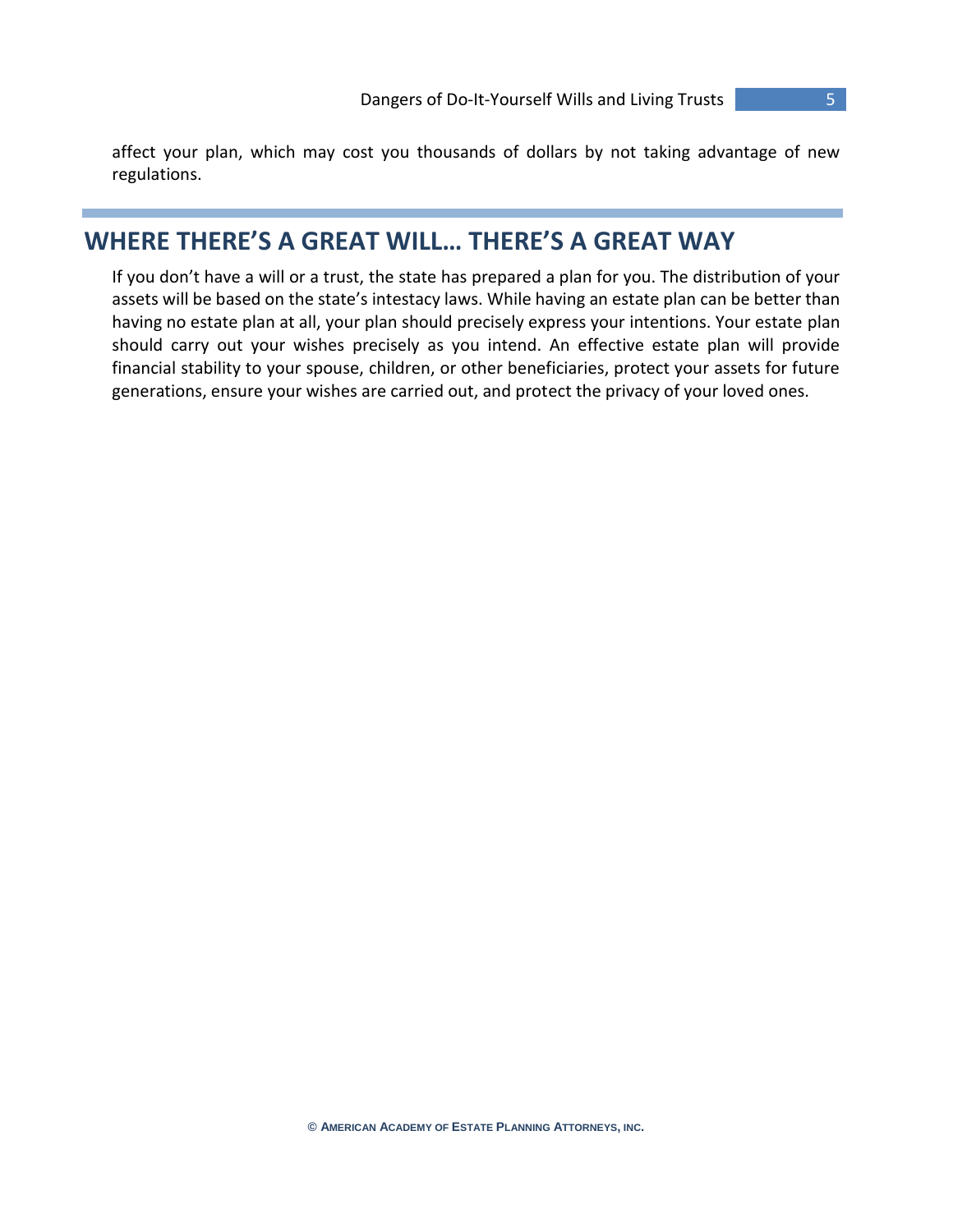affect your plan, which may cost you thousands of dollars by not taking advantage of new regulations.

## WHERE THERE'S A GREAT WILL… THERE'S A GREAT WAY

If you don't have a will or a trust, the state has prepared a plan for you. The distribution of your assets will be based on the state's intestacy laws. While having an estate plan can be better than having no estate plan at all, your plan should precisely express your intentions. Your estate plan should carry out your wishes precisely as you intend. An effective estate plan will provide financial stability to your spouse, children, or other beneficiaries, protect your assets for future generations, ensure your wishes are carried out, and protect the privacy of your loved ones.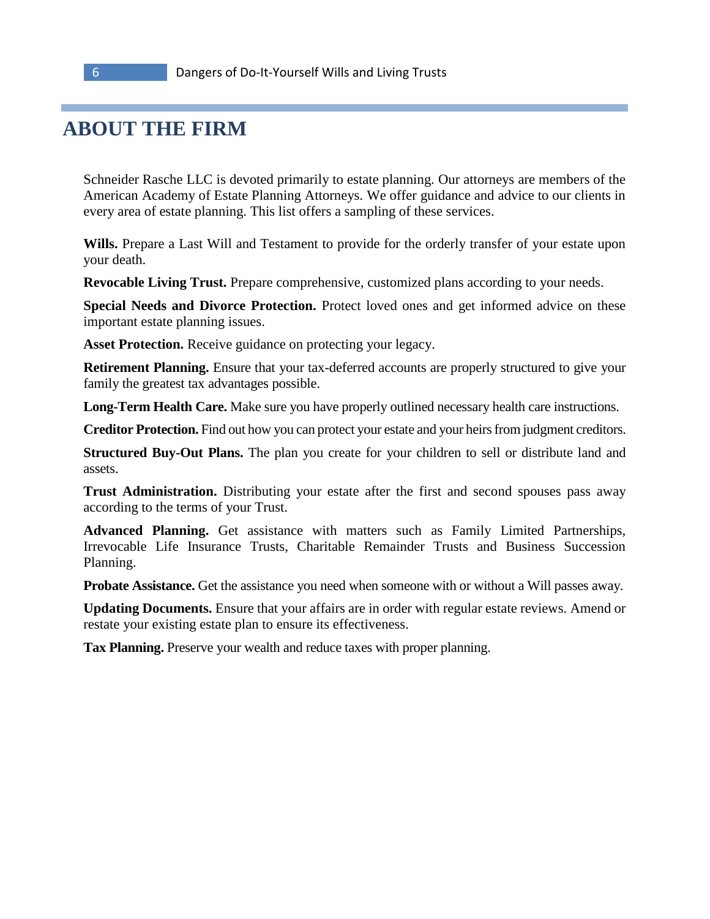# ABOUT THE FIRM

Schneider Rasche LLC is devoted primarily to estate planning. Our attorneys are members of the American Academy of Estate Planning Attorneys. We offer guidance and advice to our clients in every area of estate planning. This list offers a sampling of these services.

**Wills.** Prepare a Last Will and Testament to provide for the orderly transfer of your estate upon your death.

**Revocable Living Trust.** Prepare comprehensive, customized plans according to your needs.

**Special Needs and Divorce Protection.** Protect loved ones and get informed advice on these important estate planning issues.

**Asset Protection.** Receive guidance on protecting your legacy.

**Retirement Planning.** Ensure that your tax-deferred accounts are properly structured to give your family the greatest tax advantages possible.

**Long-Term Health Care.** Make sure you have properly outlined necessary health care instructions.

**Creditor Protection.** Find out how you can protect your estate and your heirs from judgment creditors.

**Structured Buy-Out Plans.** The plan you create for your children to sell or distribute land and assets.

**Trust Administration.** Distributing your estate after the first and second spouses pass away according to the terms of your Trust.

**Advanced Planning.** Get assistance with matters such as Family Limited Partnerships, Irrevocable Life Insurance Trusts, Charitable Remainder Trusts and Business Succession Planning.

**Probate Assistance.** Get the assistance you need when someone with or without a Will passes away.

**Updating Documents.** Ensure that your affairs are in order with regular estate reviews. Amend or restate your existing estate plan to ensure its effectiveness.

**Tax Planning.** Preserve your wealth and reduce taxes with proper planning.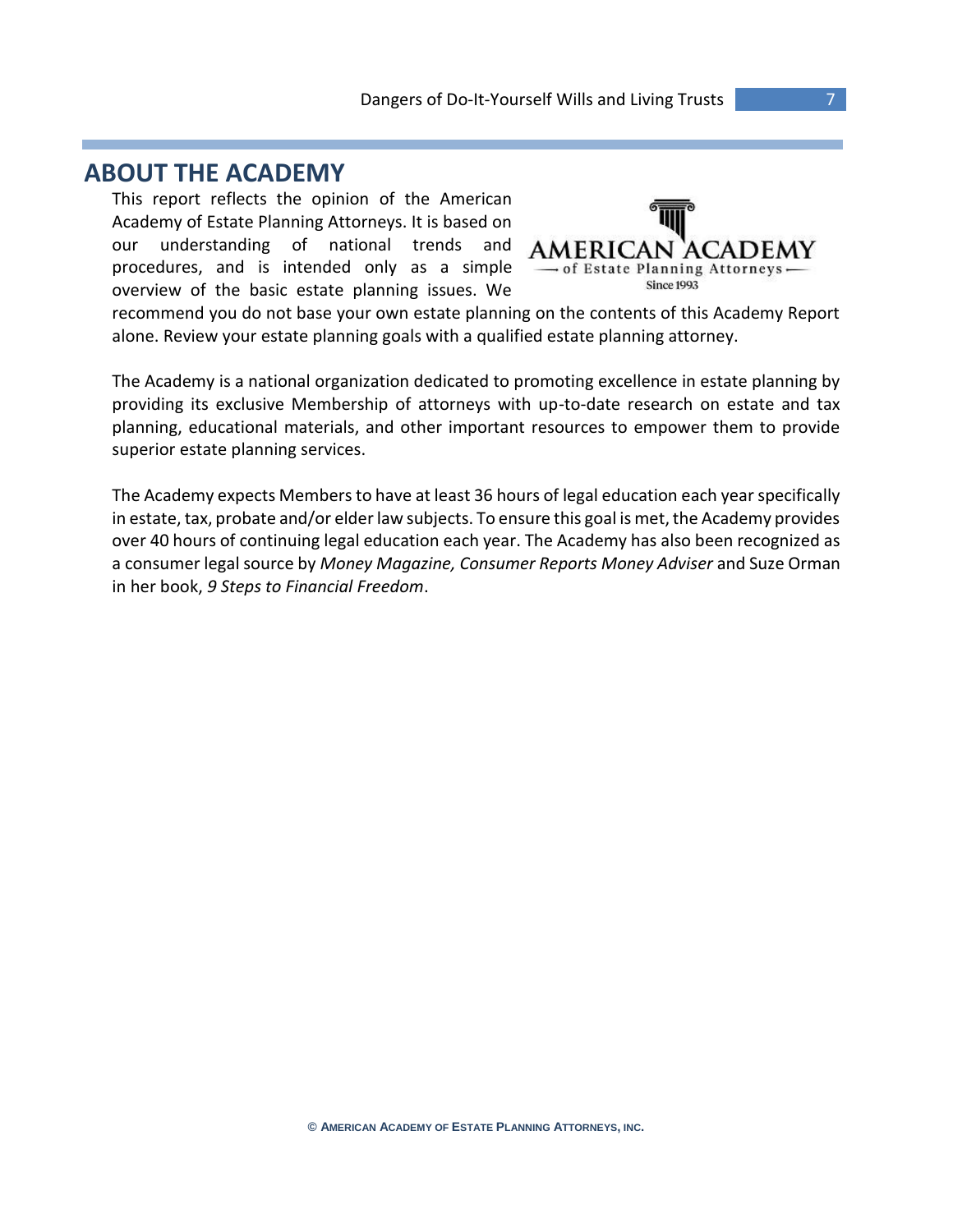## ABOUT THE ACADEMY

This report reflects the opinion of the American Academy of Estate Planning Attorneys. It is based on our understanding of national trends and procedures, and is intended only as a simple overview of the basic estate planning issues. We recommend you do not base your own estate planning on the contents of this Academy Report alone. Review your estate planning goals with a qualified estate planning attorney.

The Academy is a national organization dedicated to promoting excellence in estate planning by providing its exclusive Membership of attorneys with up-to-date research on estate and tax planning, educational materials, and other important resources to empower them to provide superior estate planning services.

The Academy expects Members to have at least 36 hours of legal education each year specifically in estate, tax, probate and/or elder law subjects. To ensure this goal is met, the Academy provides over 40 hours of continuing legal education each year. The Academy has also been recognized as a consumer legal source by *Money Magazine, Consumer Reports Money Adviser* and Suze Orman in her book, *9 Steps to Financial Freedom*.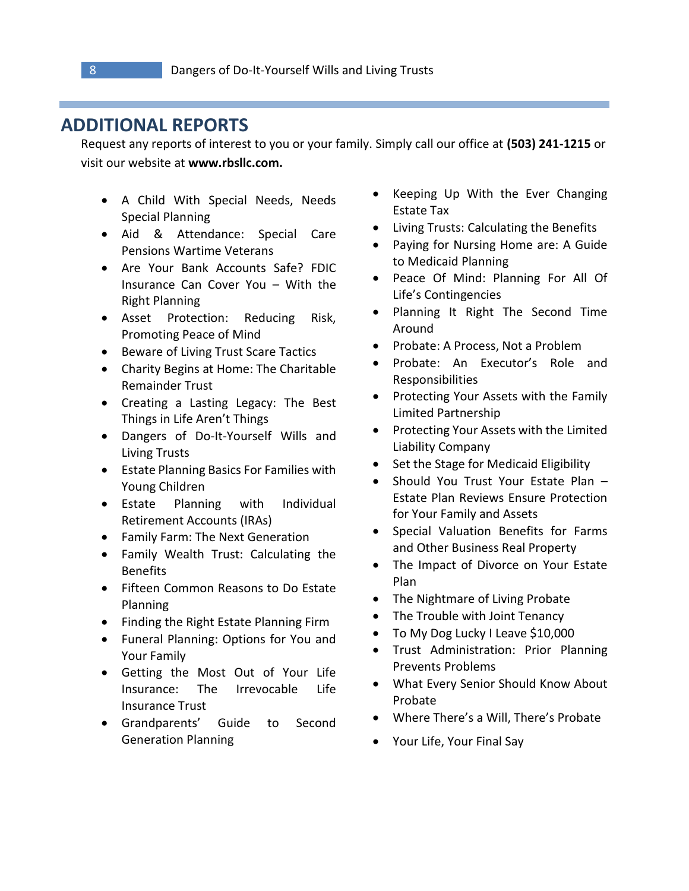# ADDITIONAL REPORTS

Request any reports of interest to you or your family. Simply call our office at **(503) 241-1215** or visit our website at **www.rbsllc.com.**

- A Child With Special Needs, Needs Special Planning
- Aid & Attendance: Special Care Pensions Wartime Veterans
- Are Your Bank Accounts Safe? FDIC Insurance Can Cover You – With the Right Planning
- Asset Protection: Reducing Risk, Promoting Peace of Mind
- Beware of Living Trust Scare Tactics
- Charity Begins at Home: The Charitable Remainder Trust
- Creating a Lasting Legacy: The Best Things in Life Aren't Things
- Dangers of Do-It-Yourself Wills and Living Trusts
- Estate Planning Basics For Families with Young Children
- Estate Planning with Individual Retirement Accounts (IRAs)
- Family Farm: The Next Generation
- Family Wealth Trust: Calculating the Benefits
- Fifteen Common Reasons to Do Estate Planning
- Finding the Right Estate Planning Firm
- Funeral Planning: Options for You and Your Family
- Getting the Most Out of Your Life Insurance: The Irrevocable Life Insurance Trust
- Grandparents' Guide to Second Generation Planning
- Keeping Up With the Ever Changing Estate Tax
- Living Trusts: Calculating the Benefits
- Paying for Nursing Home are: A Guide to Medicaid Planning
- Peace Of Mind: Planning For All Of Life's Contingencies
- Planning It Right The Second Time Around
- Probate: A Process, Not a Problem
- Probate: An Executor's Role and Responsibilities
- Protecting Your Assets with the Family Limited Partnership
- Protecting Your Assets with the Limited Liability Company
- Set the Stage for Medicaid Eligibility
- Should You Trust Your Estate Plan – Estate Plan Reviews Ensure Protection for Your Family and Assets
- Special Valuation Benefits for Farms and Other Business Real Property
- The Impact of Divorce on Your Estate Plan
- The Nightmare of Living Probate
- The Trouble with Joint Tenancy
- To My Dog Lucky I Leave $10,000
- Trust Administration: Prior Planning Prevents Problems
- What Every Senior Should Know About Probate
- Where There's a Will, There's Probate
- Your Life, Your Final Say